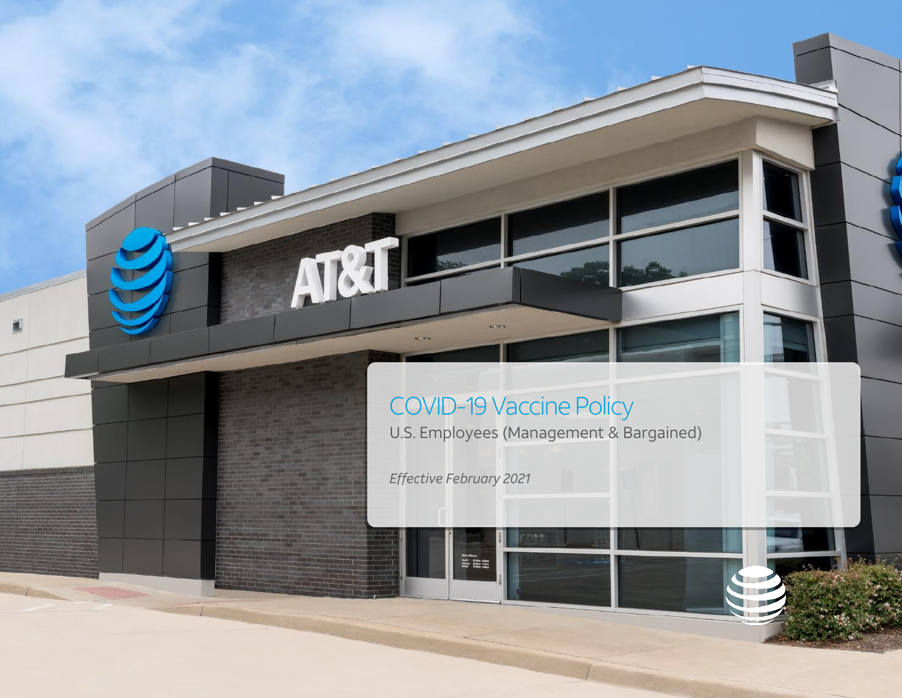# COVID-19 Vaccine Policy

U.S. Employees (Management & Bargained)

*Effective February 2021*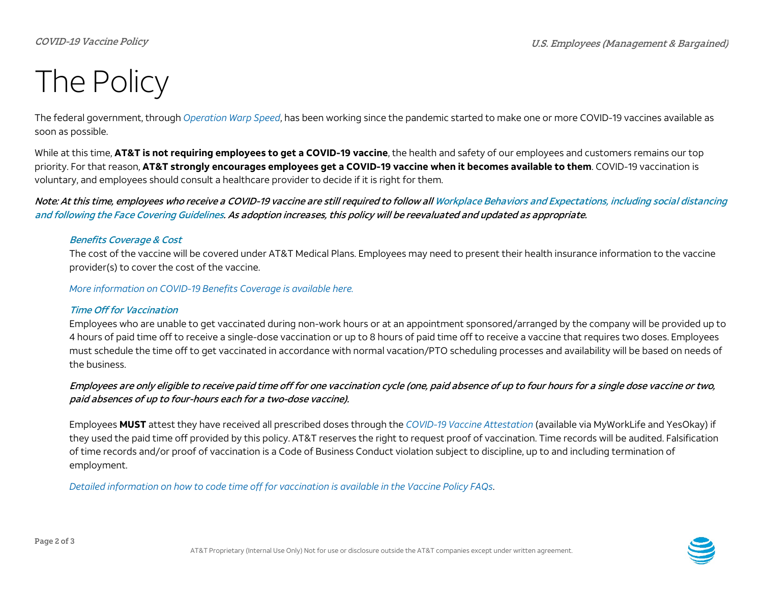# The Policy

The federal government, through *Operation Warp Speed*, has been working since the pandemic started to make one or more COVID-19 vaccines available as soon as possible.

While at this time, **AT&T is not requiring employees to get a COVID-19 vaccine**, the health and safety of our employees and customers remains our top priority. For that reason, **AT&T strongly encourages employees get a COVID-19 vaccine when it becomes available to them**. COVID-19 vaccination is voluntary, and employees should consult a healthcare provider to decide if it is right for them.

***Note: At this time, employees who receive a COVID-19 vaccine are still required to follow all Workplace Behaviors and Expectations, including social distancing and following the Face Covering Guidelines. As adoption increases, this policy will be reevaluated and updated as appropriate.***

### *Benefits Coverage & Cost*

The cost of the vaccine will be covered under AT&T Medical Plans. Employees may need to present their health insurance information to the vaccine provider(s) to cover the cost of the vaccine.

*More information on COVID-19 Benefits Coverage is available here.*

### *Time Off for Vaccination*

Employees who are unable to get vaccinated during non-work hours or at an appointment sponsored/arranged by the company will be provided up to 4 hours of paid time off to receive a single-dose vaccination or up to 8 hours of paid time off to receive a vaccine that requires two doses. Employees must schedule the time off to get vaccinated in accordance with normal vacation/PTO scheduling processes and availability will be based on needs of the business.

***Employees are only eligible to receive paid time off for one vaccination cycle (one, paid absence of up to four hours for a single dose vaccine or two, paid absences of up to four-hours each for a two-dose vaccine).***

Employees **MUST** attest they have received all prescribed doses through the *COVID-19 Vaccine Attestation* (available via MyWorkLife and YesOkay) if they used the paid time off provided by this policy. AT&T reserves the right to request proof of vaccination. Time records will be audited. Falsification of time records and/or proof of vaccination is a Code of Business Conduct violation subject to discipline, up to and including termination of employment.

*Detailed information on how to code time off for vaccination is available in the Vaccine Policy FAQs*.

AT&T Proprietary (Internal Use Only) Not for use or disclosure outside the AT&T companies except under written agreement.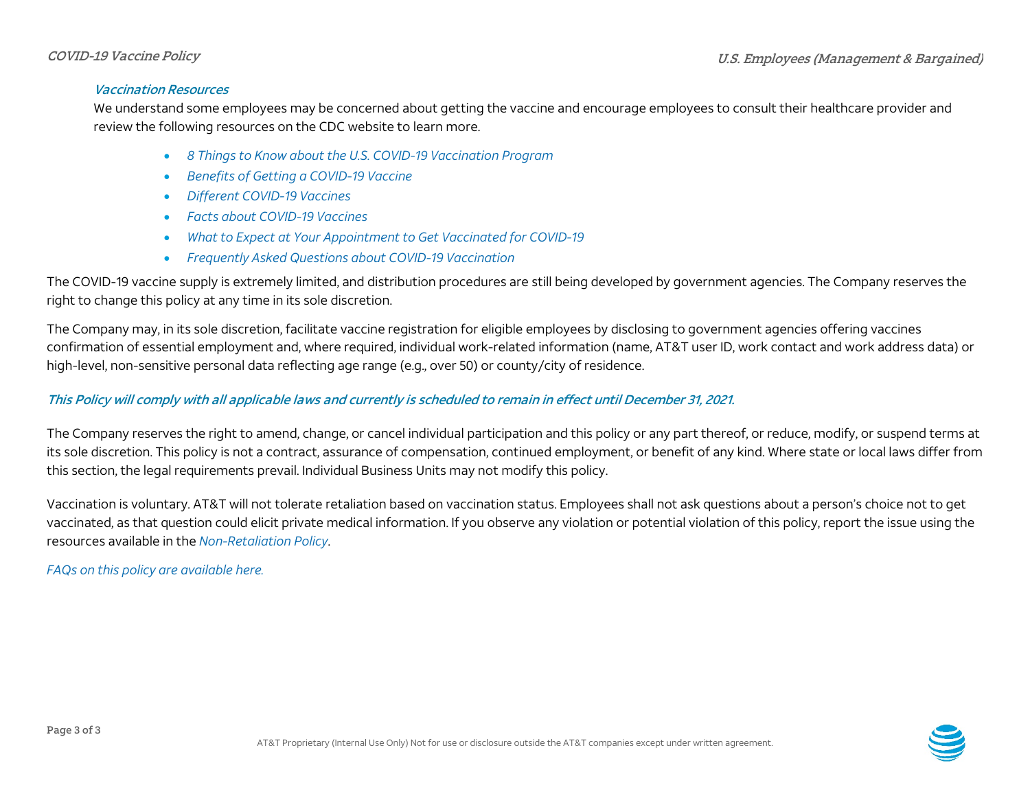### *Vaccination Resources*

We understand some employees may be concerned about getting the vaccine and encourage employees to consult their healthcare provider and review the following resources on the CDC website to learn more.

- *8 Things to Know about the U.S. COVID-19 Vaccination Program*
- *Benefits of Getting a COVID-19 Vaccine*
- *Different COVID-19 Vaccines*
- *Facts about COVID-19 Vaccines*
- *What to Expect at Your Appointment to Get Vaccinated for COVID-19*
- *Frequently Asked Questions about COVID-19 Vaccination*

The COVID-19 vaccine supply is extremely limited, and distribution procedures are still being developed by government agencies. The Company reserves the right to change this policy at any time in its sole discretion.

The Company may, in its sole discretion, facilitate vaccine registration for eligible employees by disclosing to government agencies offering vaccines confirmation of essential employment and, where required, individual work-related information (name, AT&T user ID, work contact and work address data) or high-level, non-sensitive personal data reflecting age range (e.g., over 50) or county/city of residence.

***This Policy will comply with all applicable laws and currently is scheduled to remain in effect until December 31, 2021.***

The Company reserves the right to amend, change, or cancel individual participation and this policy or any part thereof, or reduce, modify, or suspend terms at its sole discretion. This policy is not a contract, assurance of compensation, continued employment, or benefit of any kind. Where state or local laws differ from this section, the legal requirements prevail. Individual Business Units may not modify this policy.

Vaccination is voluntary. AT&T will not tolerate retaliation based on vaccination status. Employees shall not ask questions about a person's choice not to get vaccinated, as that question could elicit private medical information. If you observe any violation or potential violation of this policy, report the issue using the resources available in the *Non-Retaliation Policy*.

*FAQs on this policy are available here.*

AT&T Proprietary (Internal Use Only) Not for use or disclosure outside the AT&T companies except under written agreement.